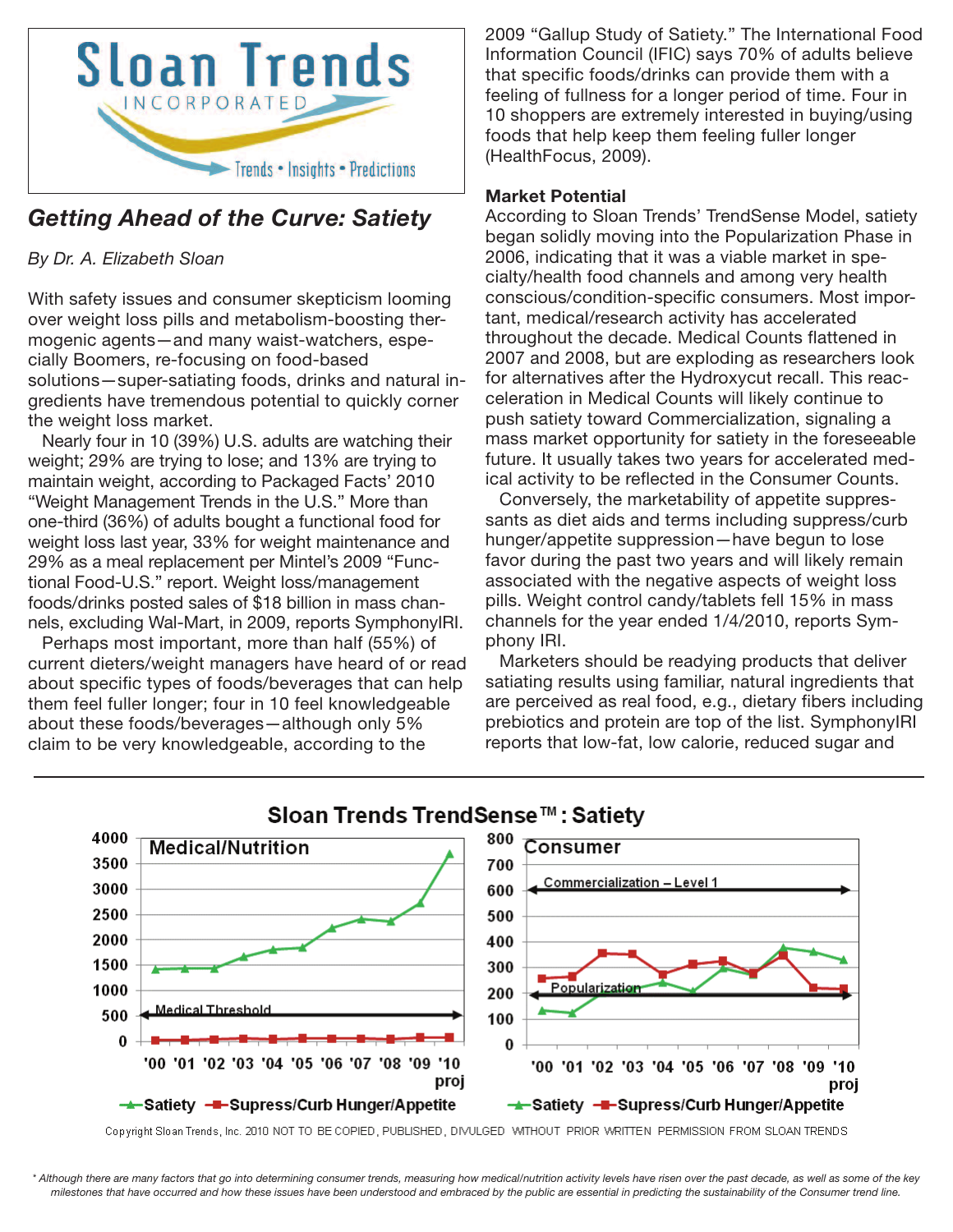Sloan Trends INCORPORATED

Trends • Insights • Predictions

## *Getting Ahead of the Curve: Satiety*

*By Dr. A. Elizabeth Sloan*

With safety issues and consumer skepticism looming over weight loss pills and metabolism-boosting thermogenic agents—and many waist-watchers, especially Boomers, re-focusing on food-based solutions—super-satiating foods, drinks and natural ingredients have tremendous potential to quickly corner the weight loss market.

Nearly four in 10 (39%) U.S. adults are watching their weight; 29% are trying to lose; and 13% are trying to maintain weight, according to Packaged Facts' 2010 "Weight Management Trends in the U.S." More than one-third (36%) of adults bought a functional food for weight loss last year, 33% for weight maintenance and 29% as a meal replacement per Mintel's 2009 "Functional Food-U.S." report. Weight loss/management foods/drinks posted sales of $18 billion in mass channels, excluding Wal-Mart, in 2009, reports SymphonyIRI.

Perhaps most important, more than half (55%) of current dieters/weight managers have heard of or read about specific types of foods/beverages that can help them feel fuller longer; four in 10 feel knowledgeable about these foods/beverages—although only 5% claim to be very knowledgeable, according to the 2009 "Gallup Study of Satiety." The International Food Information Council (IFIC) says 70% of adults believe that specific foods/drinks can provide them with a feeling of fullness for a longer period of time. Four in 10 shoppers are extremely interested in buying/using foods that help keep them feeling fuller longer (HealthFocus, 2009).

**Market Potential**

According to Sloan Trends' TrendSense Model, satiety began solidly moving into the Popularization Phase in 2006, indicating that it was a viable market in specialty/health food channels and among very health conscious/condition-specific consumers. Most important, medical/research activity has accelerated throughout the decade. Medical Counts flattened in 2007 and 2008, but are exploding as researchers look for alternatives after the Hydroxycut recall. This reacceleration in Medical Counts will likely continue to push satiety toward Commercialization, signaling a mass market opportunity for satiety in the foreseeable future. It usually takes two years for accelerated medical activity to be reflected in the Consumer Counts.

Conversely, the marketability of appetite suppressants as diet aids and terms including suppress/curb hunger/appetite suppression—have begun to lose favor during the past two years and will likely remain associated with the negative aspects of weight loss pills. Weight control candy/tablets fell 15% in mass channels for the year ended 1/4/2010, reports Symphony IRI.

Marketers should be readying products that deliver satiating results using familiar, natural ingredients that are perceived as real food, e.g., dietary fibers including prebiotics and protein are top of the list. SymphonyIRI reports that low-fat, low calorie, reduced sugar and

**Sloan Trends TrendSense™ : Satiety**

Medical/Nutrition (Medical Threshold): Satiety vs. Supress/Curb Hunger/Appetite, '00–'10 proj

Consumer (Commercialization – Level 1; Popularization): Satiety vs. Supress/Curb Hunger/Appetite, '00–'10 proj

Copyright Sloan Trends, Inc. 2010 NOT TO BE COPIED, PUBLISHED, DIVULGED WITHOUT PRIOR WRITTEN PERMISSION FROM SLOAN TRENDS

*\* Although there are many factors that go into determining consumer trends, measuring how medical/nutrition activity levels have risen over the past decade, as well as some of the key milestones that have occurred and how these issues have been understood and embraced by the public are essential in predicting the sustainability of the Consumer trend line.*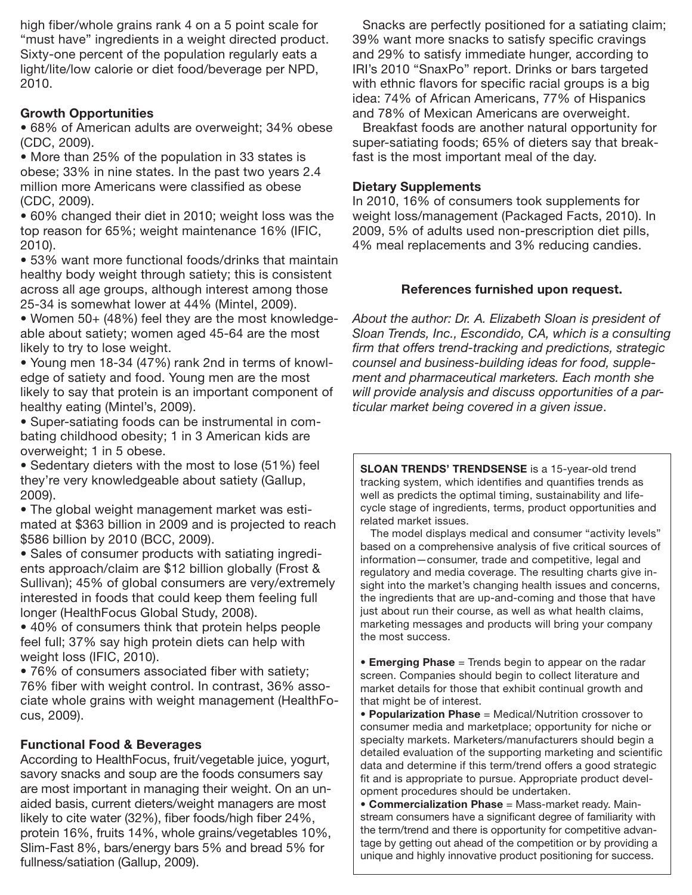high fiber/whole grains rank 4 on a 5 point scale for "must have" ingredients in a weight directed product. Sixty-one percent of the population regularly eats a light/lite/low calorie or diet food/beverage per NPD, 2010.

**Growth Opportunities**

- 68% of American adults are overweight; 34% obese (CDC, 2009).
- More than 25% of the population in 33 states is obese; 33% in nine states. In the past two years 2.4 million more Americans were classified as obese (CDC, 2009).
- 60% changed their diet in 2010; weight loss was the top reason for 65%; weight maintenance 16% (IFIC, 2010).
- 53% want more functional foods/drinks that maintain healthy body weight through satiety; this is consistent across all age groups, although interest among those 25-34 is somewhat lower at 44% (Mintel, 2009).
- Women 50+ (48%) feel they are the most knowledgeable about satiety; women aged 45-64 are the most likely to try to lose weight.
- Young men 18-34 (47%) rank 2nd in terms of knowledge of satiety and food. Young men are the most likely to say that protein is an important component of healthy eating (Mintel's, 2009).
- Super-satiating foods can be instrumental in combating childhood obesity; 1 in 3 American kids are overweight; 1 in 5 obese.
- Sedentary dieters with the most to lose (51%) feel they're very knowledgeable about satiety (Gallup, 2009).
- The global weight management market was estimated at $363 billion in 2009 and is projected to reach $586 billion by 2010 (BCC, 2009).
- Sales of consumer products with satiating ingredients approach/claim are $12 billion globally (Frost & Sullivan); 45% of global consumers are very/extremely interested in foods that could keep them feeling full longer (HealthFocus Global Study, 2008).
- 40% of consumers think that protein helps people feel full; 37% say high protein diets can help with weight loss (IFIC, 2010).
- 76% of consumers associated fiber with satiety; 76% fiber with weight control. In contrast, 36% associate whole grains with weight management (HealthFocus, 2009).

**Functional Food & Beverages**

According to HealthFocus, fruit/vegetable juice, yogurt, savory snacks and soup are the foods consumers say are most important in managing their weight. On an unaided basis, current dieters/weight managers are most likely to cite water (32%), fiber foods/high fiber 24%, protein 16%, fruits 14%, whole grains/vegetables 10%, Slim-Fast 8%, bars/energy bars 5% and bread 5% for fullness/satiation (Gallup, 2009).

Snacks are perfectly positioned for a satiating claim; 39% want more snacks to satisfy specific cravings and 29% to satisfy immediate hunger, according to IRI's 2010 "SnaxPo" report. Drinks or bars targeted with ethnic flavors for specific racial groups is a big idea: 74% of African Americans, 77% of Hispanics and 78% of Mexican Americans are overweight.

Breakfast foods are another natural opportunity for super-satiating foods; 65% of dieters say that breakfast is the most important meal of the day.

**Dietary Supplements**

In 2010, 16% of consumers took supplements for weight loss/management (Packaged Facts, 2010). In 2009, 5% of adults used non-prescription diet pills, 4% meal replacements and 3% reducing candies.

**References furnished upon request.**

*About the author: Dr. A. Elizabeth Sloan is president of Sloan Trends, Inc., Escondido, CA, which is a consulting firm that offers trend-tracking and predictions, strategic counsel and business-building ideas for food, supplement and pharmaceutical marketers. Each month she will provide analysis and discuss opportunities of a particular market being covered in a given issue.*

**SLOAN TRENDS' TRENDSENSE** is a 15-year-old trend tracking system, which identifies and quantifies trends as well as predicts the optimal timing, sustainability and lifecycle stage of ingredients, terms, product opportunities and related market issues.

The model displays medical and consumer "activity levels" based on a comprehensive analysis of five critical sources of information—consumer, trade and competitive, legal and regulatory and media coverage. The resulting charts give insight into the market's changing health issues and concerns, the ingredients that are up-and-coming and those that have just about run their course, as well as what health claims, marketing messages and products will bring your company the most success.

- **Emerging Phase** = Trends begin to appear on the radar screen. Companies should begin to collect literature and market details for those that exhibit continual growth and that might be of interest.
- **Popularization Phase** = Medical/Nutrition crossover to consumer media and marketplace; opportunity for niche or specialty markets. Marketers/manufacturers should begin a detailed evaluation of the supporting marketing and scientific data and determine if this term/trend offers a good strategic fit and is appropriate to pursue. Appropriate product development procedures should be undertaken.
- **Commercialization Phase** = Mass-market ready. Mainstream consumers have a significant degree of familiarity with the term/trend and there is opportunity for competitive advantage by getting out ahead of the competition or by providing a unique and highly innovative product positioning for success.